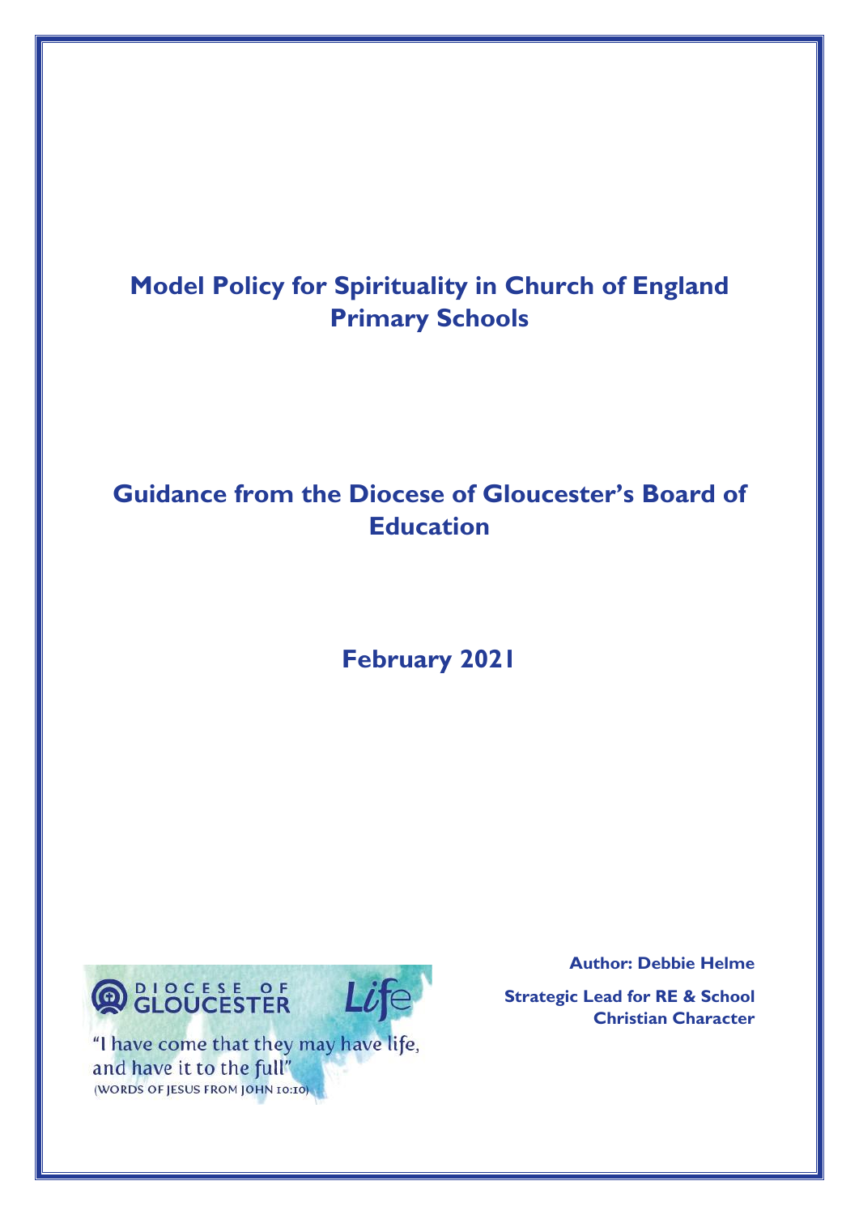# Model Policy for Spirituality in Church of England Primary Schools

## Guidance from the Diocese of Gloucester's Board of Education

## February 2021

DIOCESE OF GLOUCESTER Life

"I have come that they may have life, and have it to the full"
(WORDS OF JESUS FROM JOHN 10:10)

**Author: Debbie Helme**

**Strategic Lead for RE & School Christian Character**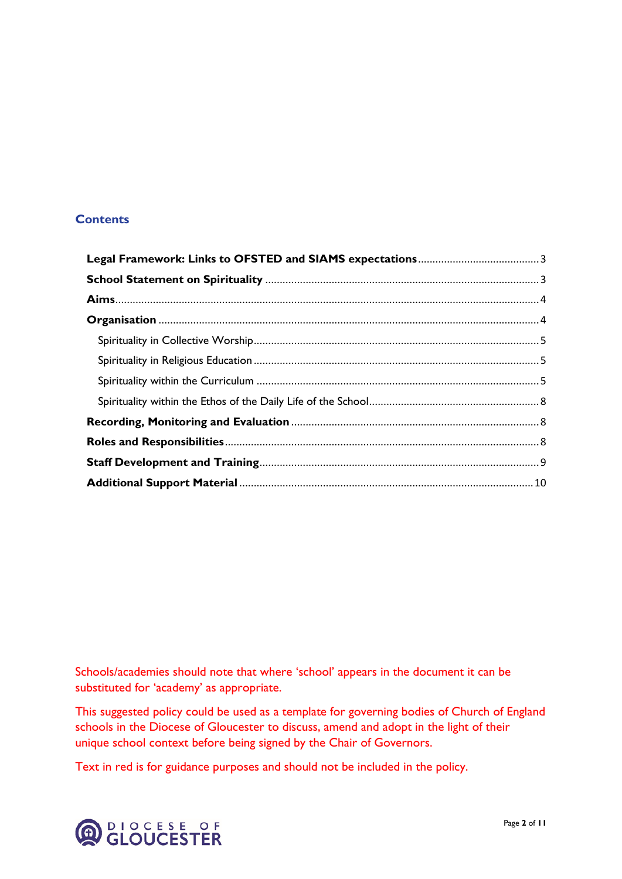## Contents

**Legal Framework: Links to OFSTED and SIAMS expectations** .......... 3

**School Statement on Spirituality** .......... 3

**Aims** .......... 4

**Organisation** .......... 4

- Spirituality in Collective Worship .......... 5
- Spirituality in Religious Education .......... 5
- Spirituality within the Curriculum .......... 5
- Spirituality within the Ethos of the Daily Life of the School .......... 8

**Recording, Monitoring and Evaluation** .......... 8

**Roles and Responsibilities** .......... 8

**Staff Development and Training** .......... 9

**Additional Support Material** .......... 10

Schools/academies should note that where 'school' appears in the document it can be substituted for 'academy' as appropriate.

This suggested policy could be used as a template for governing bodies of Church of England schools in the Diocese of Gloucester to discuss, amend and adopt in the light of their unique school context before being signed by the Chair of Governors.

Text in red is for guidance purposes and should not be included in the policy.

DIOCESE OF GLOUCESTER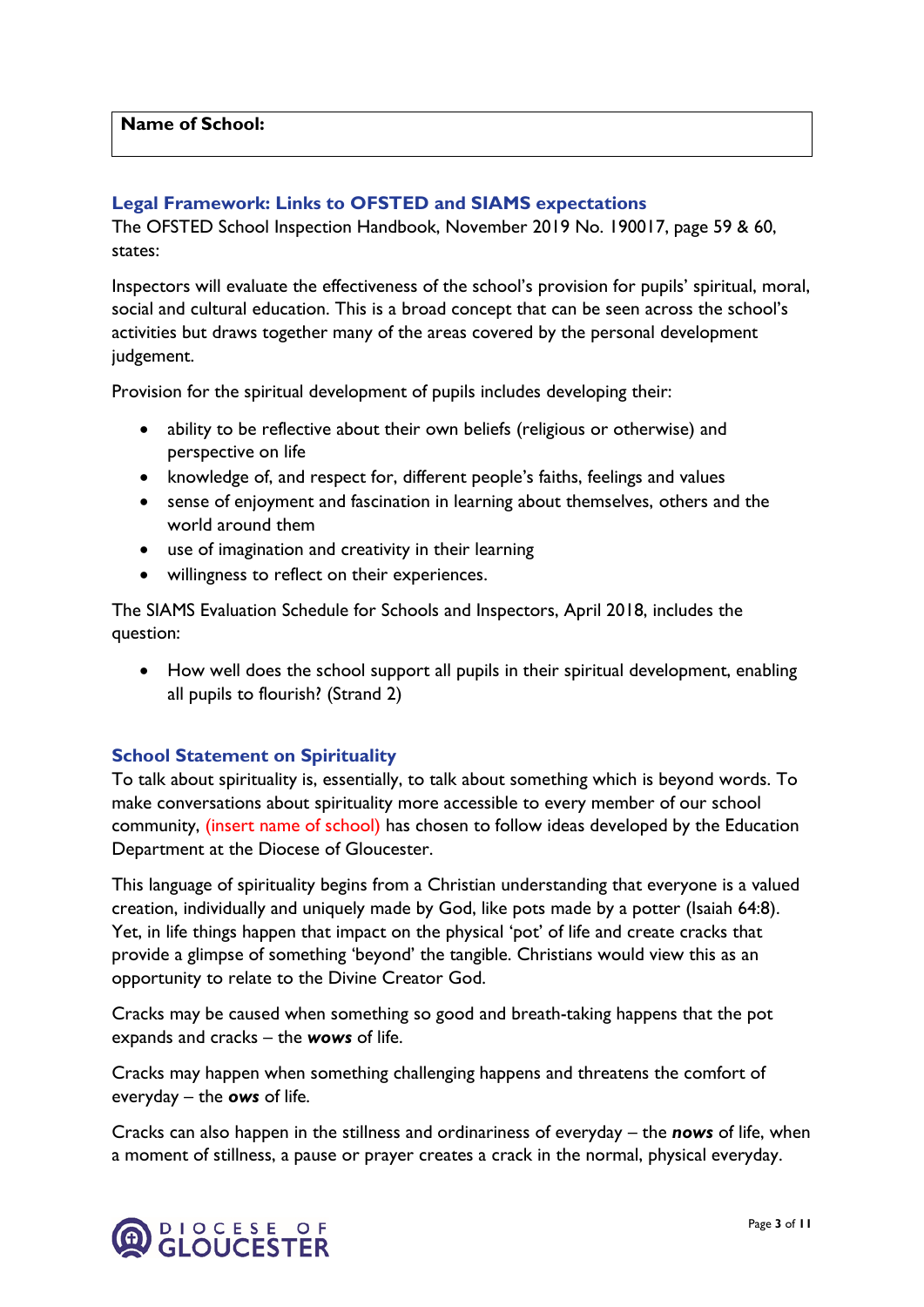| **Name of School:** |
|---|

## Legal Framework: Links to OFSTED and SIAMS expectations

The OFSTED School Inspection Handbook, November 2019 No. 190017, page 59 & 60, states:

Inspectors will evaluate the effectiveness of the school's provision for pupils' spiritual, moral, social and cultural education. This is a broad concept that can be seen across the school's activities but draws together many of the areas covered by the personal development judgement.

Provision for the spiritual development of pupils includes developing their:

- ability to be reflective about their own beliefs (religious or otherwise) and perspective on life
- knowledge of, and respect for, different people's faiths, feelings and values
- sense of enjoyment and fascination in learning about themselves, others and the world around them
- use of imagination and creativity in their learning
- willingness to reflect on their experiences.

The SIAMS Evaluation Schedule for Schools and Inspectors, April 2018, includes the question:

- How well does the school support all pupils in their spiritual development, enabling all pupils to flourish? (Strand 2)

## School Statement on Spirituality

To talk about spirituality is, essentially, to talk about something which is beyond words. To make conversations about spirituality more accessible to every member of our school community, (insert name of school) has chosen to follow ideas developed by the Education Department at the Diocese of Gloucester.

This language of spirituality begins from a Christian understanding that everyone is a valued creation, individually and uniquely made by God, like pots made by a potter (Isaiah 64:8). Yet, in life things happen that impact on the physical 'pot' of life and create cracks that provide a glimpse of something 'beyond' the tangible. Christians would view this as an opportunity to relate to the Divine Creator God.

Cracks may be caused when something so good and breath-taking happens that the pot expands and cracks – the ***wows*** of life.

Cracks may happen when something challenging happens and threatens the comfort of everyday – the ***ows*** of life.

Cracks can also happen in the stillness and ordinariness of everyday – the ***nows*** of life, when a moment of stillness, a pause or prayer creates a crack in the normal, physical everyday.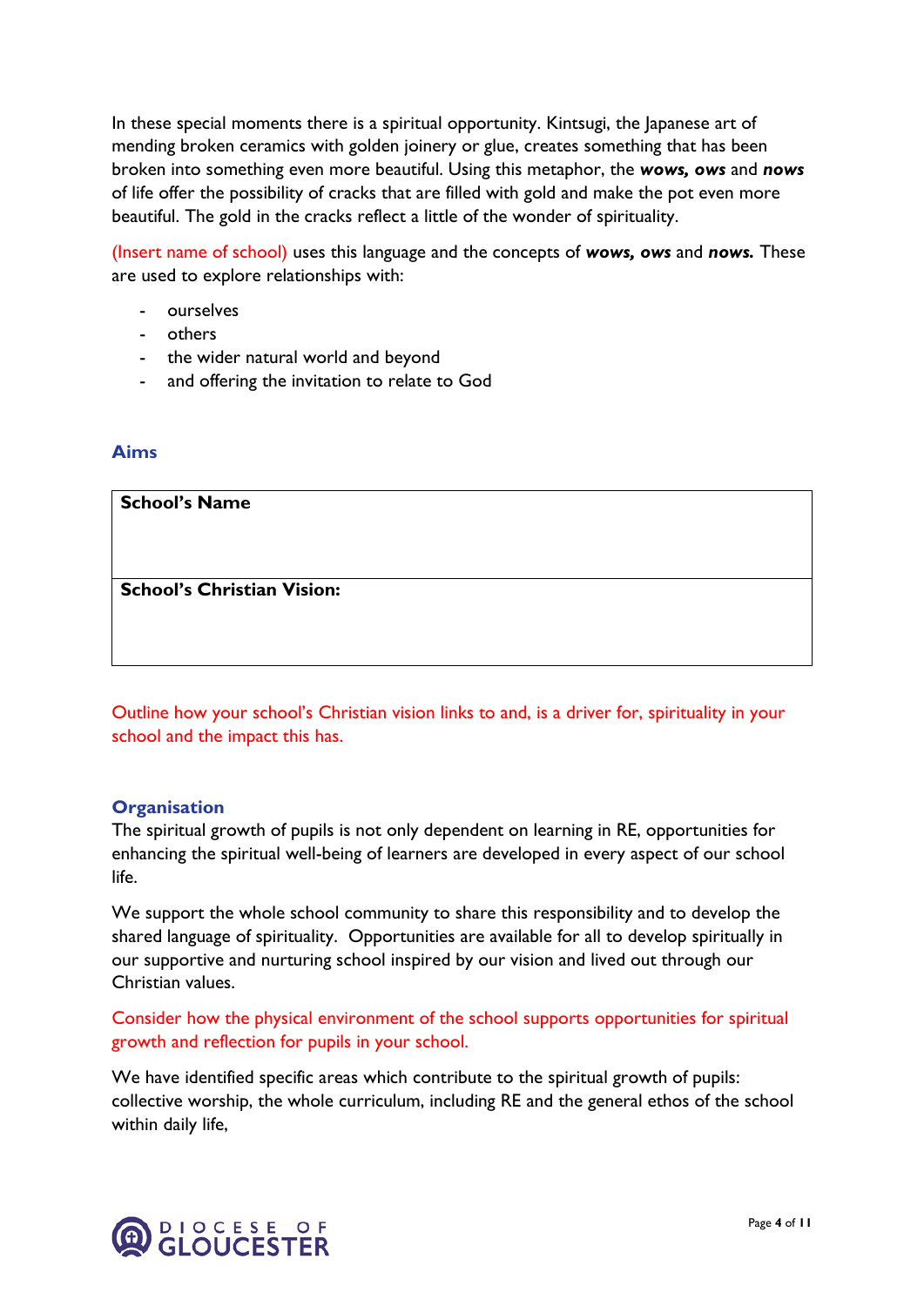In these special moments there is a spiritual opportunity. Kintsugi, the Japanese art of mending broken ceramics with golden joinery or glue, creates something that has been broken into something even more beautiful. Using this metaphor, the ***wows, ows*** and ***nows*** of life offer the possibility of cracks that are filled with gold and make the pot even more beautiful. The gold in the cracks reflect a little of the wonder of spirituality.

(Insert name of school) uses this language and the concepts of ***wows, ows*** and ***nows.*** These are used to explore relationships with:

- ourselves
- others
- the wider natural world and beyond
- and offering the invitation to relate to God

## Aims

| **School's Name** |
|---|
| **School's Christian Vision:** |

Outline how your school's Christian vision links to and, is a driver for, spirituality in your school and the impact this has.

## Organisation

The spiritual growth of pupils is not only dependent on learning in RE, opportunities for enhancing the spiritual well-being of learners are developed in every aspect of our school life.

We support the whole school community to share this responsibility and to develop the shared language of spirituality. Opportunities are available for all to develop spiritually in our supportive and nurturing school inspired by our vision and lived out through our Christian values.

Consider how the physical environment of the school supports opportunities for spiritual growth and reflection for pupils in your school.

We have identified specific areas which contribute to the spiritual growth of pupils: collective worship, the whole curriculum, including RE and the general ethos of the school within daily life,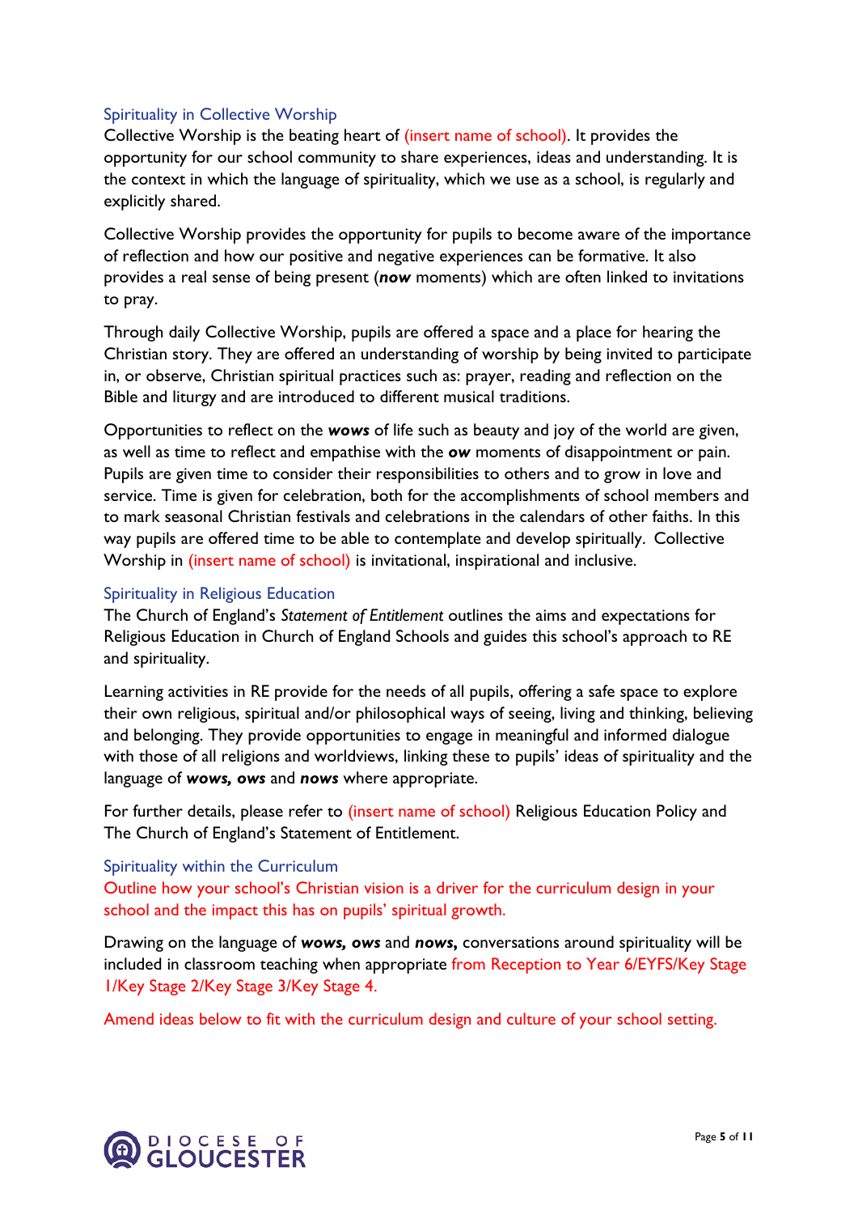## Spirituality in Collective Worship

Collective Worship is the beating heart of (insert name of school). It provides the opportunity for our school community to share experiences, ideas and understanding. It is the context in which the language of spirituality, which we use as a school, is regularly and explicitly shared.

Collective Worship provides the opportunity for pupils to become aware of the importance of reflection and how our positive and negative experiences can be formative. It also provides a real sense of being present (***now*** moments) which are often linked to invitations to pray.

Through daily Collective Worship, pupils are offered a space and a place for hearing the Christian story. They are offered an understanding of worship by being invited to participate in, or observe, Christian spiritual practices such as: prayer, reading and reflection on the Bible and liturgy and are introduced to different musical traditions.

Opportunities to reflect on the ***wows*** of life such as beauty and joy of the world are given, as well as time to reflect and empathise with the ***ow*** moments of disappointment or pain. Pupils are given time to consider their responsibilities to others and to grow in love and service. Time is given for celebration, both for the accomplishments of school members and to mark seasonal Christian festivals and celebrations in the calendars of other faiths. In this way pupils are offered time to be able to contemplate and develop spiritually. Collective Worship in (insert name of school) is invitational, inspirational and inclusive.

## Spirituality in Religious Education

The Church of England's *Statement of Entitlement* outlines the aims and expectations for Religious Education in Church of England Schools and guides this school's approach to RE and spirituality.

Learning activities in RE provide for the needs of all pupils, offering a safe space to explore their own religious, spiritual and/or philosophical ways of seeing, living and thinking, believing and belonging. They provide opportunities to engage in meaningful and informed dialogue with those of all religions and worldviews, linking these to pupils' ideas of spirituality and the language of ***wows, ows*** and ***nows*** where appropriate.

For further details, please refer to (insert name of school) Religious Education Policy and The Church of England's Statement of Entitlement.

## Spirituality within the Curriculum

Outline how your school's Christian vision is a driver for the curriculum design in your school and the impact this has on pupils' spiritual growth.

Drawing on the language of ***wows, ows*** and ***nows,*** conversations around spirituality will be included in classroom teaching when appropriate from Reception to Year 6/EYFS/Key Stage 1/Key Stage 2/Key Stage 3/Key Stage 4.

Amend ideas below to fit with the curriculum design and culture of your school setting.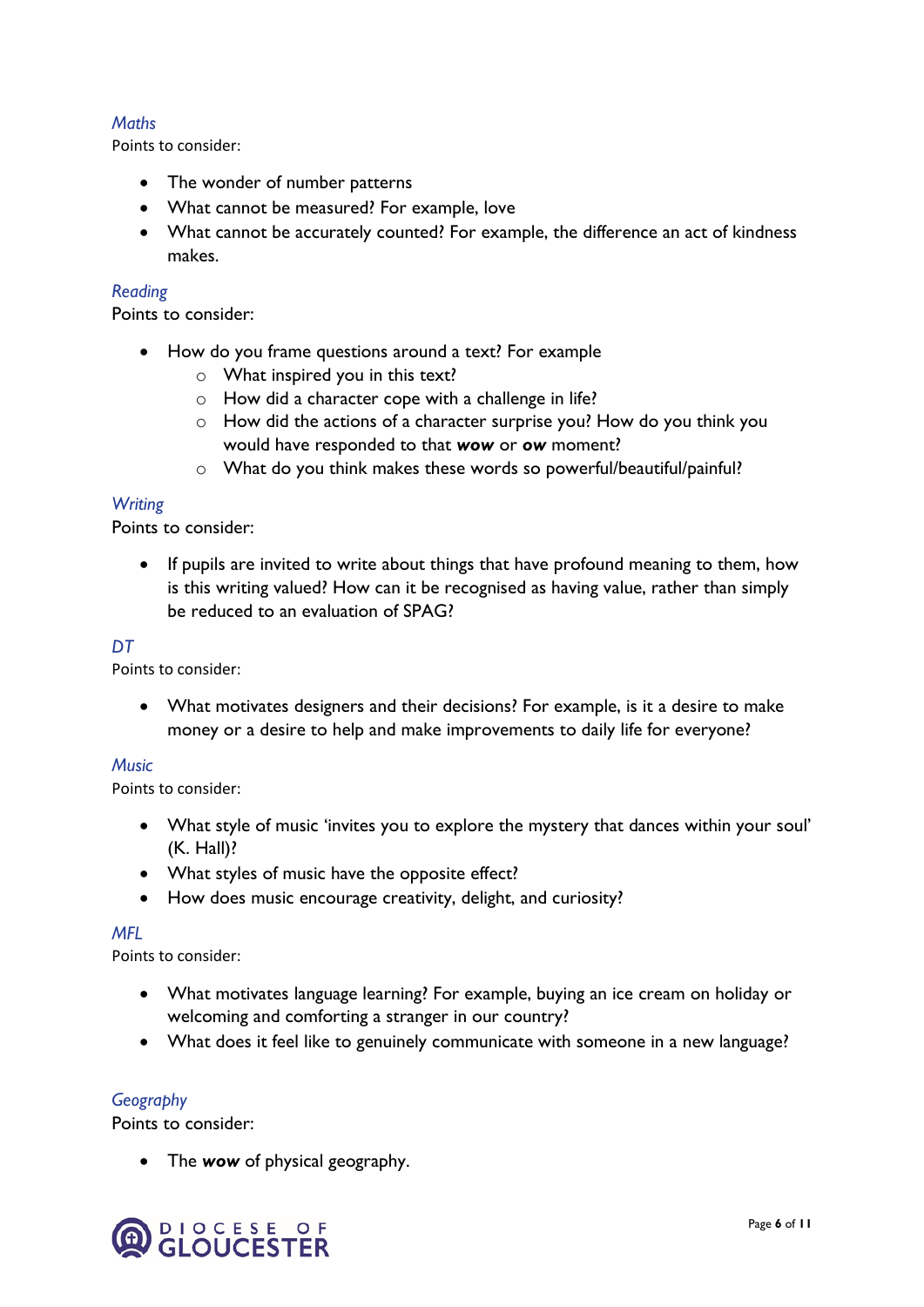*Maths*

Points to consider:

- The wonder of number patterns
- What cannot be measured? For example, love
- What cannot be accurately counted? For example, the difference an act of kindness makes.

*Reading*

Points to consider:

- How do you frame questions around a text? For example
    - What inspired you in this text?
    - How did a character cope with a challenge in life?
    - How did the actions of a character surprise you? How do you think you would have responded to that ***wow*** or ***ow*** moment?
    - What do you think makes these words so powerful/beautiful/painful?

*Writing*

Points to consider:

- If pupils are invited to write about things that have profound meaning to them, how is this writing valued? How can it be recognised as having value, rather than simply be reduced to an evaluation of SPAG?

*DT*

Points to consider:

- What motivates designers and their decisions? For example, is it a desire to make money or a desire to help and make improvements to daily life for everyone?

*Music*

Points to consider:

- What style of music 'invites you to explore the mystery that dances within your soul' (K. Hall)?
- What styles of music have the opposite effect?
- How does music encourage creativity, delight, and curiosity?

*MFL*

Points to consider:

- What motivates language learning? For example, buying an ice cream on holiday or welcoming and comforting a stranger in our country?
- What does it feel like to genuinely communicate with someone in a new language?

*Geography*

Points to consider:

- The ***wow*** of physical geography.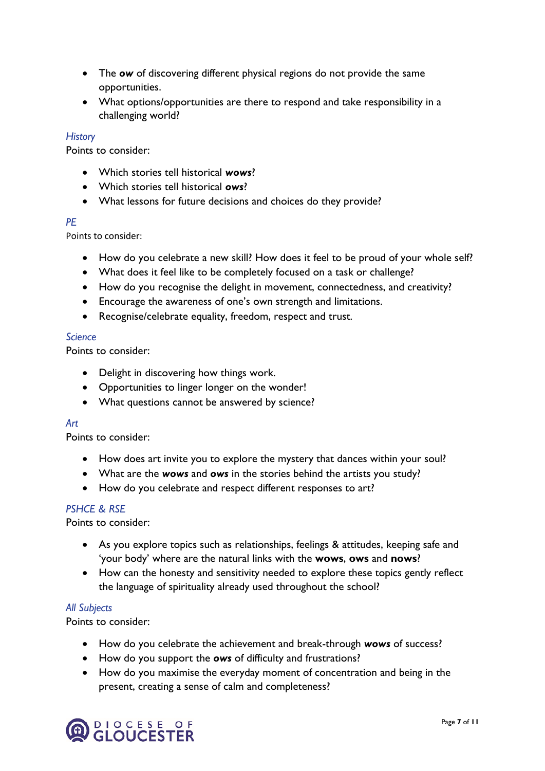- The ***ow*** of discovering different physical regions do not provide the same opportunities.
- What options/opportunities are there to respond and take responsibility in a challenging world?

### *History*

Points to consider:

- Which stories tell historical ***wows***?
- Which stories tell historical ***ows***?
- What lessons for future decisions and choices do they provide?

### *PE*

Points to consider:

- How do you celebrate a new skill? How does it feel to be proud of your whole self?
- What does it feel like to be completely focused on a task or challenge?
- How do you recognise the delight in movement, connectedness, and creativity?
- Encourage the awareness of one's own strength and limitations.
- Recognise/celebrate equality, freedom, respect and trust.

### *Science*

Points to consider:

- Delight in discovering how things work.
- Opportunities to linger longer on the wonder!
- What questions cannot be answered by science?

### *Art*

Points to consider:

- How does art invite you to explore the mystery that dances within your soul?
- What are the ***wows*** and ***ows*** in the stories behind the artists you study?
- How do you celebrate and respect different responses to art?

### *PSHCE & RSE*

Points to consider:

- As you explore topics such as relationships, feelings & attitudes, keeping safe and 'your body' where are the natural links with the **wows**, **ows** and **nows**?
- How can the honesty and sensitivity needed to explore these topics gently reflect the language of spirituality already used throughout the school?

### *All Subjects*

Points to consider:

- How do you celebrate the achievement and break-through ***wows*** of success?
- How do you support the ***ows*** of difficulty and frustrations?
- How do you maximise the everyday moment of concentration and being in the present, creating a sense of calm and completeness?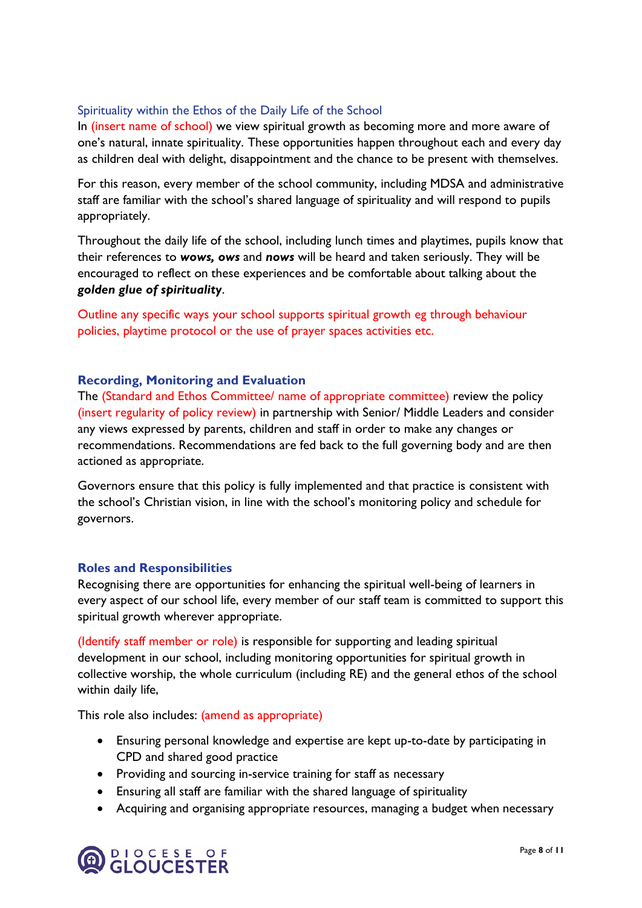### Spirituality within the Ethos of the Daily Life of the School

In (insert name of school) we view spiritual growth as becoming more and more aware of one's natural, innate spirituality. These opportunities happen throughout each and every day as children deal with delight, disappointment and the chance to be present with themselves.

For this reason, every member of the school community, including MDSA and administrative staff are familiar with the school's shared language of spirituality and will respond to pupils appropriately.

Throughout the daily life of the school, including lunch times and playtimes, pupils know that their references to ***wows, ows*** and ***nows*** will be heard and taken seriously. They will be encouraged to reflect on these experiences and be comfortable about talking about the ***golden glue of spirituality***.

Outline any specific ways your school supports spiritual growth eg through behaviour policies, playtime protocol or the use of prayer spaces activities etc.

## Recording, Monitoring and Evaluation

The (Standard and Ethos Committee/ name of appropriate committee) review the policy (insert regularity of policy review) in partnership with Senior/ Middle Leaders and consider any views expressed by parents, children and staff in order to make any changes or recommendations. Recommendations are fed back to the full governing body and are then actioned as appropriate.

Governors ensure that this policy is fully implemented and that practice is consistent with the school's Christian vision, in line with the school's monitoring policy and schedule for governors.

## Roles and Responsibilities

Recognising there are opportunities for enhancing the spiritual well-being of learners in every aspect of our school life, every member of our staff team is committed to support this spiritual growth wherever appropriate.

(Identify staff member or role) is responsible for supporting and leading spiritual development in our school, including monitoring opportunities for spiritual growth in collective worship, the whole curriculum (including RE) and the general ethos of the school within daily life,

This role also includes: (amend as appropriate)

- Ensuring personal knowledge and expertise are kept up-to-date by participating in CPD and shared good practice
- Providing and sourcing in-service training for staff as necessary
- Ensuring all staff are familiar with the shared language of spirituality
- Acquiring and organising appropriate resources, managing a budget when necessary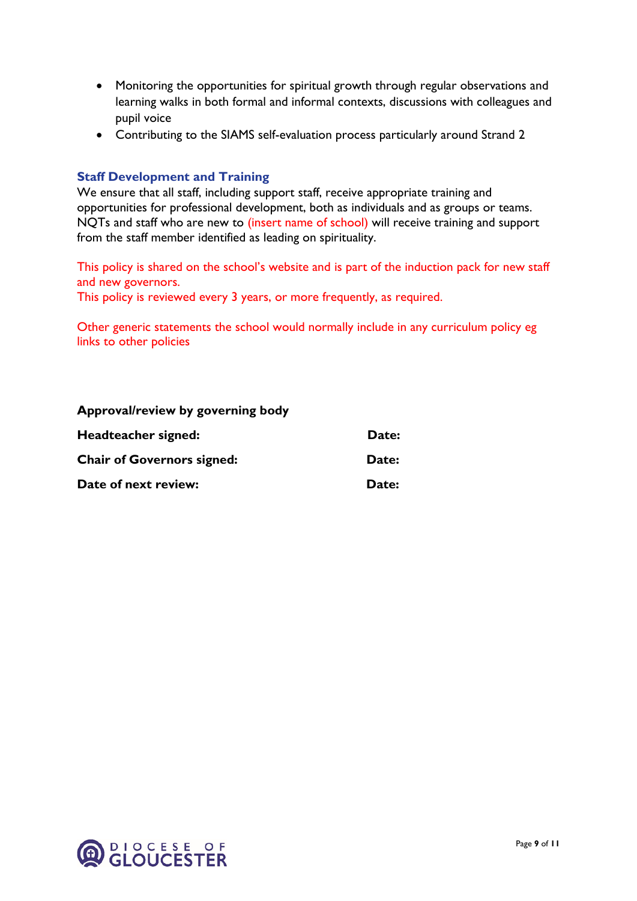- Monitoring the opportunities for spiritual growth through regular observations and learning walks in both formal and informal contexts, discussions with colleagues and pupil voice
- Contributing to the SIAMS self-evaluation process particularly around Strand 2

### Staff Development and Training

We ensure that all staff, including support staff, receive appropriate training and opportunities for professional development, both as individuals and as groups or teams. NQTs and staff who are new to (insert name of school) will receive training and support from the staff member identified as leading on spirituality.

This policy is shared on the school's website and is part of the induction pack for new staff and new governors.
This policy is reviewed every 3 years, or more frequently, as required.

Other generic statements the school would normally include in any curriculum policy eg links to other policies

**Approval/review by governing body**

**Headteacher signed:** **Date:**

**Chair of Governors signed:** **Date:**

**Date of next review:** **Date:**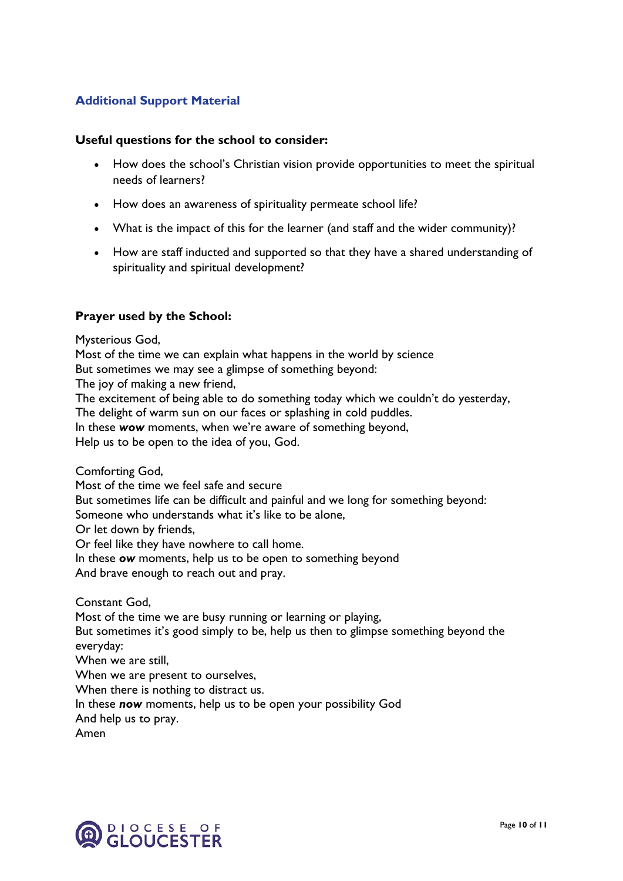## Additional Support Material

**Useful questions for the school to consider:**

- How does the school's Christian vision provide opportunities to meet the spiritual needs of learners?
- How does an awareness of spirituality permeate school life?
- What is the impact of this for the learner (and staff and the wider community)?
- How are staff inducted and supported so that they have a shared understanding of spirituality and spiritual development?

**Prayer used by the School:**

Mysterious God,
Most of the time we can explain what happens in the world by science
But sometimes we may see a glimpse of something beyond:
The joy of making a new friend,
The excitement of being able to do something today which we couldn't do yesterday,
The delight of warm sun on our faces or splashing in cold puddles.
In these ***wow*** moments, when we're aware of something beyond,
Help us to be open to the idea of you, God.

Comforting God,
Most of the time we feel safe and secure
But sometimes life can be difficult and painful and we long for something beyond:
Someone who understands what it's like to be alone,
Or let down by friends,
Or feel like they have nowhere to call home.
In these ***ow*** moments, help us to be open to something beyond
And brave enough to reach out and pray.

Constant God,
Most of the time we are busy running or learning or playing,
But sometimes it's good simply to be, help us then to glimpse something beyond the everyday:
When we are still,
When we are present to ourselves,
When there is nothing to distract us.
In these ***now*** moments, help us to be open your possibility God
And help us to pray.
Amen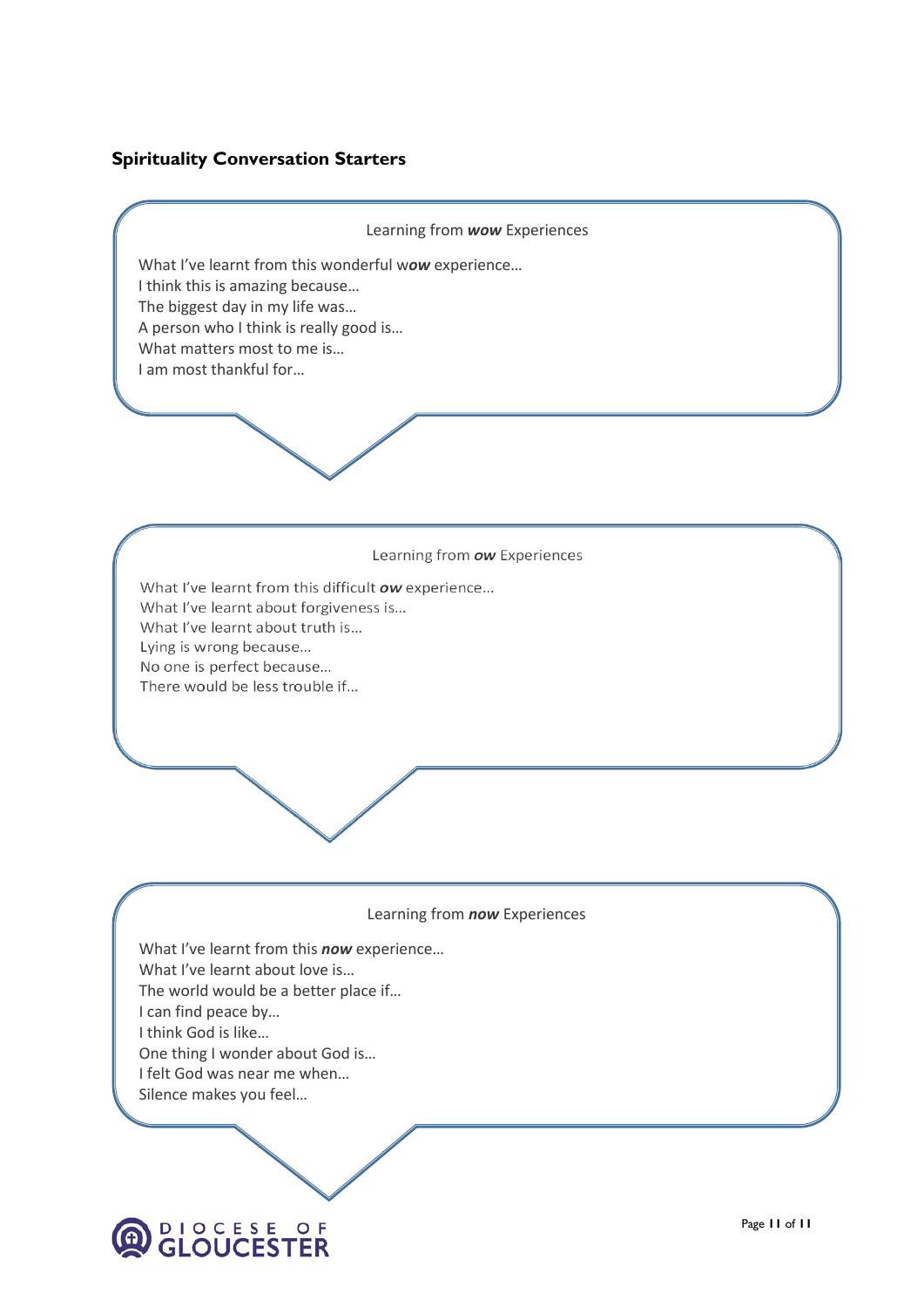## Spirituality Conversation Starters

### Learning from ***wow*** Experiences

What I've learnt from this wonderful w***ow*** experience…
I think this is amazing because…
The biggest day in my life was…
A person who I think is really good is…
What matters most to me is…
I am most thankful for…

### Learning from ***ow*** Experiences

What I've learnt from this difficult ***ow*** experience…
What I've learnt about forgiveness is…
What I've learnt about truth is…
Lying is wrong because…
No one is perfect because…
There would be less trouble if…

### Learning from ***now*** Experiences

What I've learnt from this ***now*** experience…
What I've learnt about love is…
The world would be a better place if…
I can find peace by…
I think God is like…
One thing I wonder about God is…
I felt God was near me when…
Silence makes you feel…

DIOCESE OF GLOUCESTER